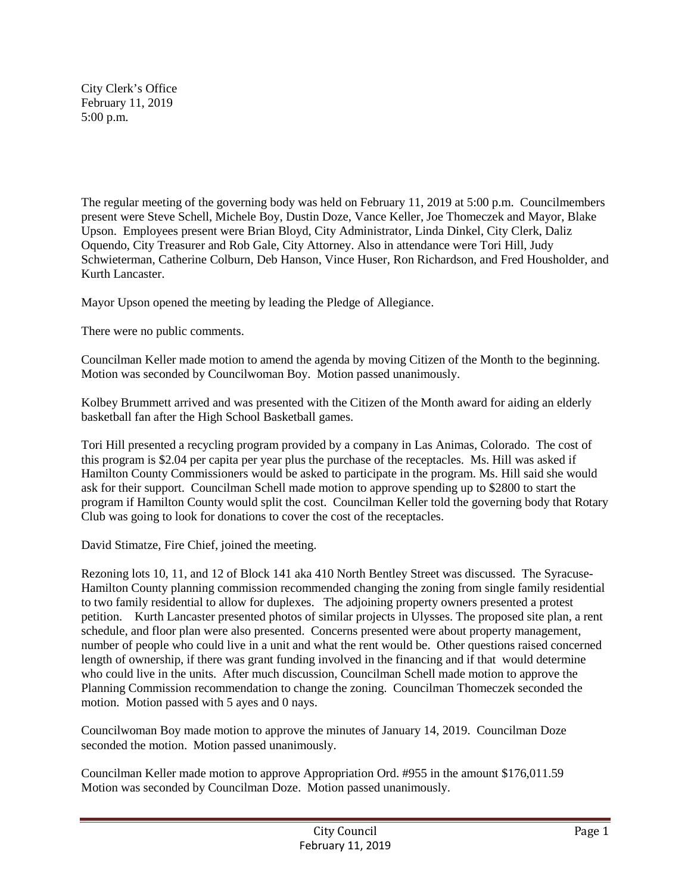City Clerk's Office
February 11, 2019
5:00 p.m.

The regular meeting of the governing body was held on February 11, 2019 at 5:00 p.m. Councilmembers present were Steve Schell, Michele Boy, Dustin Doze, Vance Keller, Joe Thomeczek and Mayor, Blake Upson. Employees present were Brian Bloyd, City Administrator, Linda Dinkel, City Clerk, Daliz Oquendo, City Treasurer and Rob Gale, City Attorney. Also in attendance were Tori Hill, Judy Schwieterman, Catherine Colburn, Deb Hanson, Vince Huser, Ron Richardson, and Fred Housholder, and Kurth Lancaster.

Mayor Upson opened the meeting by leading the Pledge of Allegiance.

There were no public comments.

Councilman Keller made motion to amend the agenda by moving Citizen of the Month to the beginning. Motion was seconded by Councilwoman Boy. Motion passed unanimously.

Kolbey Brummett arrived and was presented with the Citizen of the Month award for aiding an elderly basketball fan after the High School Basketball games.

Tori Hill presented a recycling program provided by a company in Las Animas, Colorado. The cost of this program is $2.04 per capita per year plus the purchase of the receptacles. Ms. Hill was asked if Hamilton County Commissioners would be asked to participate in the program. Ms. Hill said she would ask for their support. Councilman Schell made motion to approve spending up to $2800 to start the program if Hamilton County would split the cost. Councilman Keller told the governing body that Rotary Club was going to look for donations to cover the cost of the receptacles.

David Stimatze, Fire Chief, joined the meeting.

Rezoning lots 10, 11, and 12 of Block 141 aka 410 North Bentley Street was discussed. The Syracuse-Hamilton County planning commission recommended changing the zoning from single family residential to two family residential to allow for duplexes. The adjoining property owners presented a protest petition. Kurth Lancaster presented photos of similar projects in Ulysses. The proposed site plan, a rent schedule, and floor plan were also presented. Concerns presented were about property management, number of people who could live in a unit and what the rent would be. Other questions raised concerned length of ownership, if there was grant funding involved in the financing and if that would determine who could live in the units. After much discussion, Councilman Schell made motion to approve the Planning Commission recommendation to change the zoning. Councilman Thomeczek seconded the motion. Motion passed with 5 ayes and 0 nays.

Councilwoman Boy made motion to approve the minutes of January 14, 2019. Councilman Doze seconded the motion. Motion passed unanimously.

Councilman Keller made motion to approve Appropriation Ord. #955 in the amount $176,011.59 Motion was seconded by Councilman Doze. Motion passed unanimously.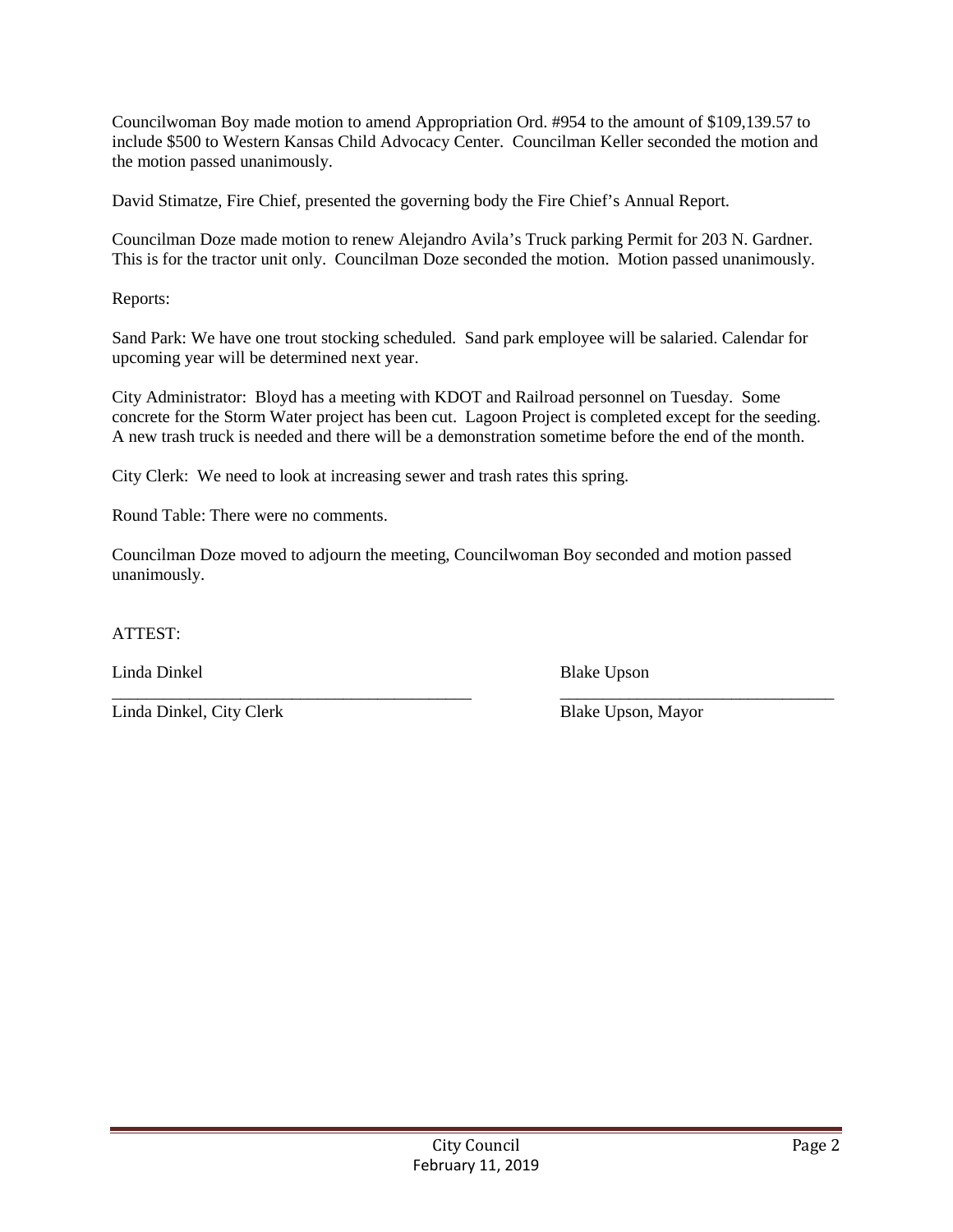Councilwoman Boy made motion to amend Appropriation Ord. #954 to the amount of $109,139.57 to include $500 to Western Kansas Child Advocacy Center. Councilman Keller seconded the motion and the motion passed unanimously.

David Stimatze, Fire Chief, presented the governing body the Fire Chief's Annual Report.

Councilman Doze made motion to renew Alejandro Avila's Truck parking Permit for 203 N. Gardner. This is for the tractor unit only. Councilman Doze seconded the motion. Motion passed unanimously.

Reports:

Sand Park: We have one trout stocking scheduled. Sand park employee will be salaried. Calendar for upcoming year will be determined next year.

City Administrator: Bloyd has a meeting with KDOT and Railroad personnel on Tuesday. Some concrete for the Storm Water project has been cut. Lagoon Project is completed except for the seeding. A new trash truck is needed and there will be a demonstration sometime before the end of the month.

City Clerk: We need to look at increasing sewer and trash rates this spring.

Round Table: There were no comments.

Councilman Doze moved to adjourn the meeting, Councilwoman Boy seconded and motion passed unanimously.

ATTEST:

| | |
|---|---|
| Linda Dinkel | Blake Upson |
| ____________________________________________ | ________________________________ |
| Linda Dinkel, City Clerk | Blake Upson, Mayor |